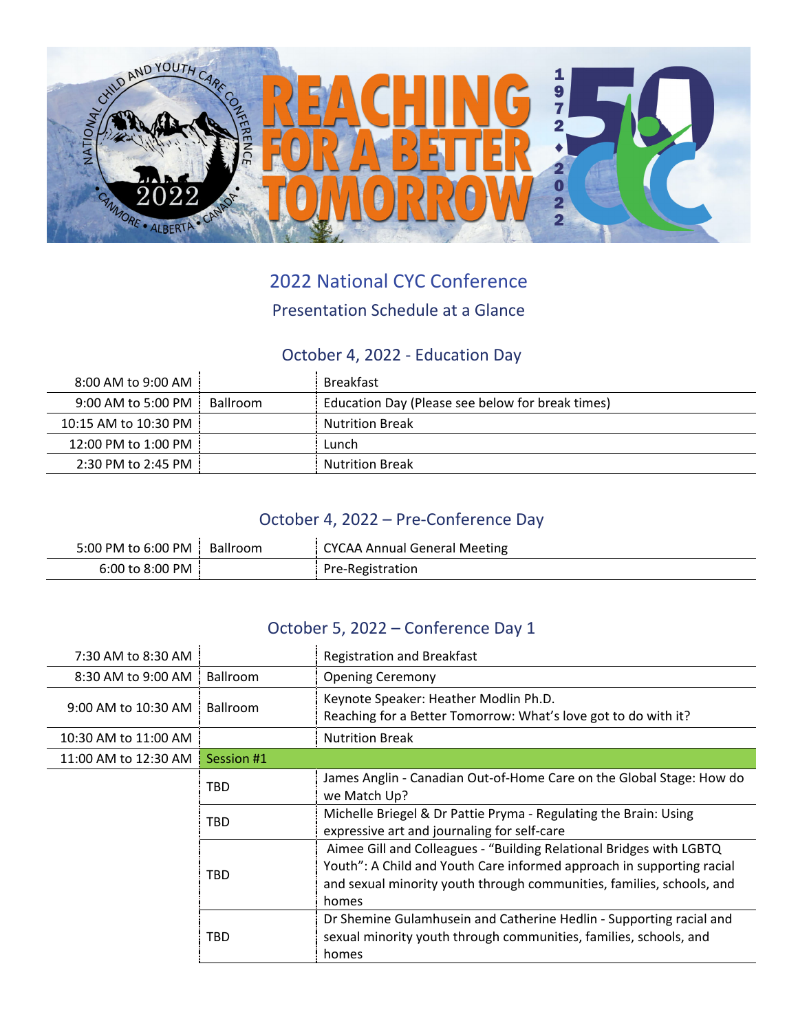# 2022 National CYC Conference

## Presentation Schedule at a Glance

### October 4, 2022 - Education Day

| | | |
|---|---|---|
| 8:00 AM to 9:00 AM | | Breakfast |
| 9:00 AM to 5:00 PM | Ballroom | Education Day (Please see below for break times) |
| 10:15 AM to 10:30 PM | | Nutrition Break |
| 12:00 PM to 1:00 PM | | Lunch |
| 2:30 PM to 2:45 PM | | Nutrition Break |

### October 4, 2022 – Pre-Conference Day

| | | |
|---|---|---|
| 5:00 PM to 6:00 PM | Ballroom | CYCAA Annual General Meeting |
| 6:00 to 8:00 PM | | Pre-Registration |

### October 5, 2022 – Conference Day 1

| | | |
|---|---|---|
| 7:30 AM to 8:30 AM | | Registration and Breakfast |
| 8:30 AM to 9:00 AM | Ballroom | Opening Ceremony |
| 9:00 AM to 10:30 AM | Ballroom | Keynote Speaker: Heather Modlin Ph.D.<br>Reaching for a Better Tomorrow: What's love got to do with it? |
| 10:30 AM to 11:00 AM | | Nutrition Break |
| 11:00 AM to 12:30 AM | Session #1 | |
| | TBD | James Anglin - Canadian Out-of-Home Care on the Global Stage: How do we Match Up? |
| | TBD | Michelle Briegel & Dr Pattie Pryma - Regulating the Brain: Using expressive art and journaling for self-care |
| | TBD | Aimee Gill and Colleagues - "Building Relational Bridges with LGBTQ Youth": A Child and Youth Care informed approach in supporting racial and sexual minority youth through communities, families, schools, and homes |
| | TBD | Dr Shemine Gulamhusein and Catherine Hedlin - Supporting racial and sexual minority youth through communities, families, schools, and homes |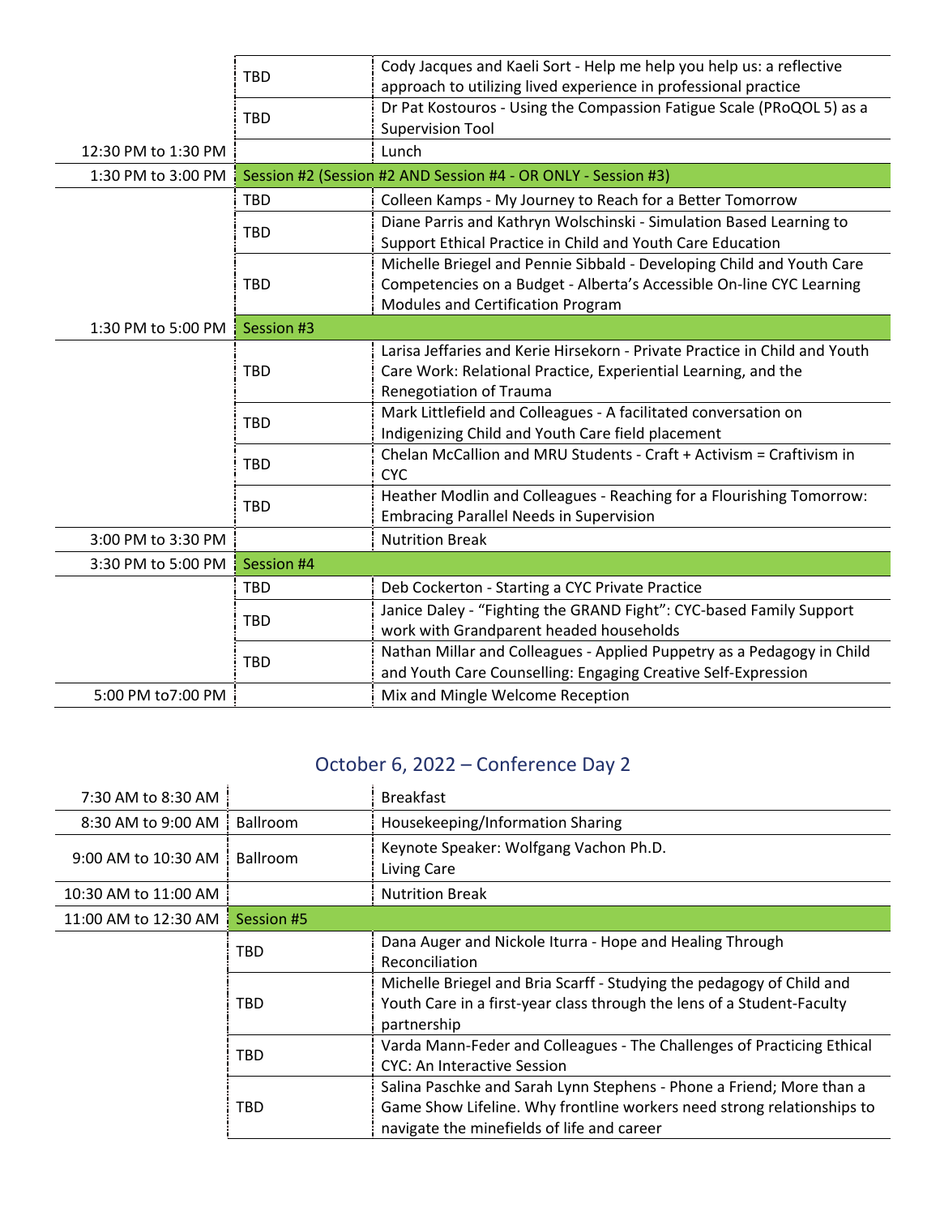| | | |
|---|---|---|
| | TBD | Cody Jacques and Kaeli Sort - Help me help you help us: a reflective approach to utilizing lived experience in professional practice |
| | TBD | Dr Pat Kostouros - Using the Compassion Fatigue Scale (PRoQOL 5) as a Supervision Tool |
| 12:30 PM to 1:30 PM | | Lunch |
| 1:30 PM to 3:00 PM | Session #2 (Session #2 AND Session #4 - OR ONLY - Session #3) | |
| | TBD | Colleen Kamps - My Journey to Reach for a Better Tomorrow |
| | TBD | Diane Parris and Kathryn Wolschinski - Simulation Based Learning to Support Ethical Practice in Child and Youth Care Education |
| | TBD | Michelle Briegel and Pennie Sibbald - Developing Child and Youth Care Competencies on a Budget - Alberta's Accessible On-line CYC Learning Modules and Certification Program |
| 1:30 PM to 5:00 PM | Session #3 | |
| | TBD | Larisa Jeffaries and Kerie Hirsekorn - Private Practice in Child and Youth Care Work: Relational Practice, Experiential Learning, and the Renegotiation of Trauma |
| | TBD | Mark Littlefield and Colleagues - A facilitated conversation on Indigenizing Child and Youth Care field placement |
| | TBD | Chelan McCallion and MRU Students - Craft + Activism = Craftivism in CYC |
| | TBD | Heather Modlin and Colleagues - Reaching for a Flourishing Tomorrow: Embracing Parallel Needs in Supervision |
| 3:00 PM to 3:30 PM | | Nutrition Break |
| 3:30 PM to 5:00 PM | Session #4 | |
| | TBD | Deb Cockerton - Starting a CYC Private Practice |
| | TBD | Janice Daley - "Fighting the GRAND Fight": CYC-based Family Support work with Grandparent headed households |
| | TBD | Nathan Millar and Colleagues - Applied Puppetry as a Pedagogy in Child and Youth Care Counselling: Engaging Creative Self-Expression |
| 5:00 PM to7:00 PM | | Mix and Mingle Welcome Reception |

## October 6, 2022 – Conference Day 2

| | | |
|---|---|---|
| 7:30 AM to 8:30 AM | | Breakfast |
| 8:30 AM to 9:00 AM | Ballroom | Housekeeping/Information Sharing |
| 9:00 AM to 10:30 AM | Ballroom | Keynote Speaker: Wolfgang Vachon Ph.D.<br>Living Care |
| 10:30 AM to 11:00 AM | | Nutrition Break |
| 11:00 AM to 12:30 AM | Session #5 | |
| | TBD | Dana Auger and Nickole Iturra - Hope and Healing Through Reconciliation |
| | TBD | Michelle Briegel and Bria Scarff - Studying the pedagogy of Child and Youth Care in a first-year class through the lens of a Student-Faculty partnership |
| | TBD | Varda Mann-Feder and Colleagues - The Challenges of Practicing Ethical CYC: An Interactive Session |
| | TBD | Salina Paschke and Sarah Lynn Stephens - Phone a Friend; More than a Game Show Lifeline. Why frontline workers need strong relationships to navigate the minefields of life and career |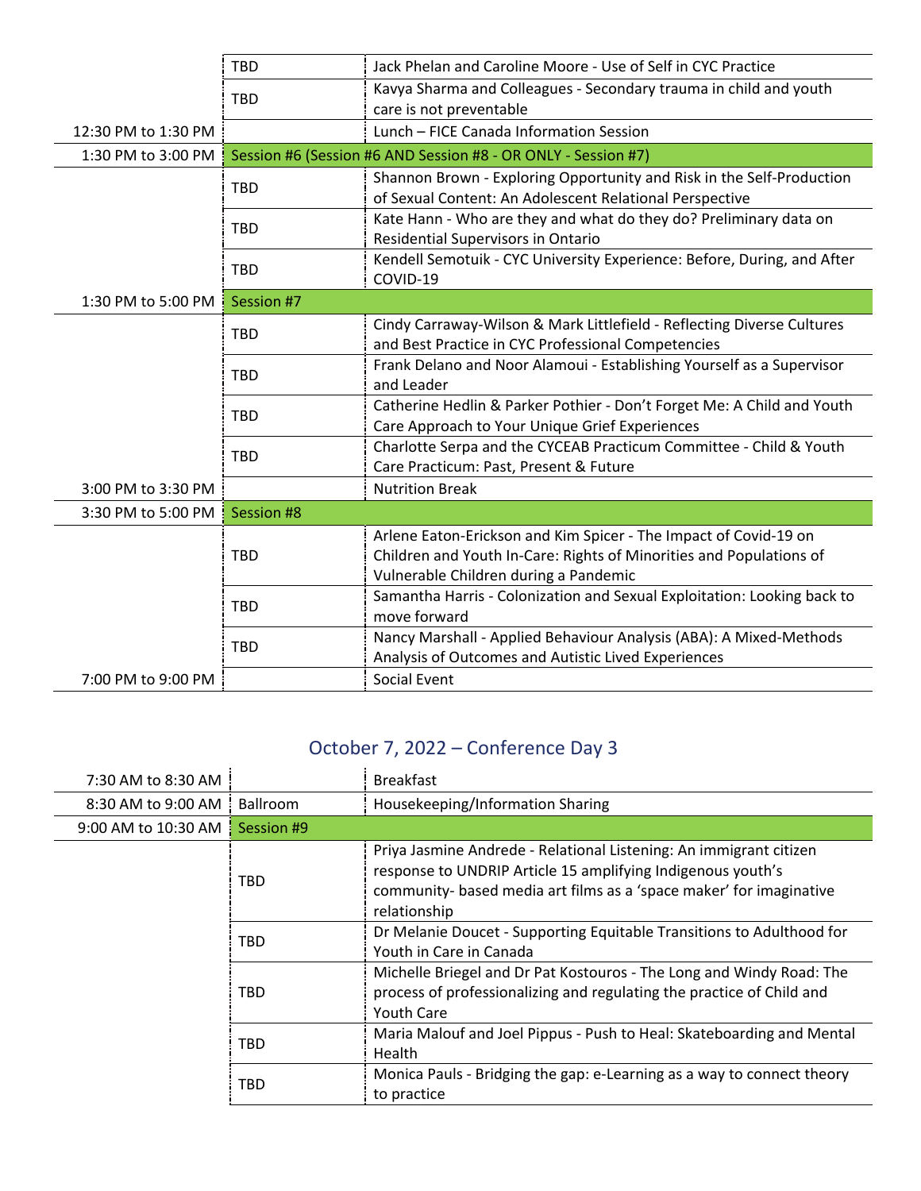| | | |
|---|---|---|
| | TBD | Jack Phelan and Caroline Moore - Use of Self in CYC Practice |
| | TBD | Kavya Sharma and Colleagues - Secondary trauma in child and youth care is not preventable |
| 12:30 PM to 1:30 PM | | Lunch – FICE Canada Information Session |
| 1:30 PM to 3:00 PM | Session #6 (Session #6 AND Session #8 - OR ONLY - Session #7) | |
| | TBD | Shannon Brown - Exploring Opportunity and Risk in the Self-Production of Sexual Content: An Adolescent Relational Perspective |
| | TBD | Kate Hann - Who are they and what do they do? Preliminary data on Residential Supervisors in Ontario |
| | TBD | Kendell Semotuik - CYC University Experience: Before, During, and After COVID-19 |
| 1:30 PM to 5:00 PM | Session #7 | |
| | TBD | Cindy Carraway-Wilson & Mark Littlefield - Reflecting Diverse Cultures and Best Practice in CYC Professional Competencies |
| | TBD | Frank Delano and Noor Alamoui - Establishing Yourself as a Supervisor and Leader |
| | TBD | Catherine Hedlin & Parker Pothier - Don't Forget Me: A Child and Youth Care Approach to Your Unique Grief Experiences |
| | TBD | Charlotte Serpa and the CYCEAB Practicum Committee - Child & Youth Care Practicum: Past, Present & Future |
| 3:00 PM to 3:30 PM | | Nutrition Break |
| 3:30 PM to 5:00 PM | Session #8 | |
| | TBD | Arlene Eaton-Erickson and Kim Spicer - The Impact of Covid-19 on Children and Youth In-Care: Rights of Minorities and Populations of Vulnerable Children during a Pandemic |
| | TBD | Samantha Harris - Colonization and Sexual Exploitation: Looking back to move forward |
| | TBD | Nancy Marshall - Applied Behaviour Analysis (ABA): A Mixed-Methods Analysis of Outcomes and Autistic Lived Experiences |
| 7:00 PM to 9:00 PM | | Social Event |

## October 7, 2022 – Conference Day 3

| | | |
|---|---|---|
| 7:30 AM to 8:30 AM | | Breakfast |
| 8:30 AM to 9:00 AM | Ballroom | Housekeeping/Information Sharing |
| 9:00 AM to 10:30 AM | Session #9 | |
| | TBD | Priya Jasmine Andrede - Relational Listening: An immigrant citizen response to UNDRIP Article 15 amplifying Indigenous youth's community- based media art films as a 'space maker' for imaginative relationship |
| | TBD | Dr Melanie Doucet - Supporting Equitable Transitions to Adulthood for Youth in Care in Canada |
| | TBD | Michelle Briegel and Dr Pat Kostouros - The Long and Windy Road: The process of professionalizing and regulating the practice of Child and Youth Care |
| | TBD | Maria Malouf and Joel Pippus - Push to Heal: Skateboarding and Mental Health |
| | TBD | Monica Pauls - Bridging the gap: e-Learning as a way to connect theory to practice |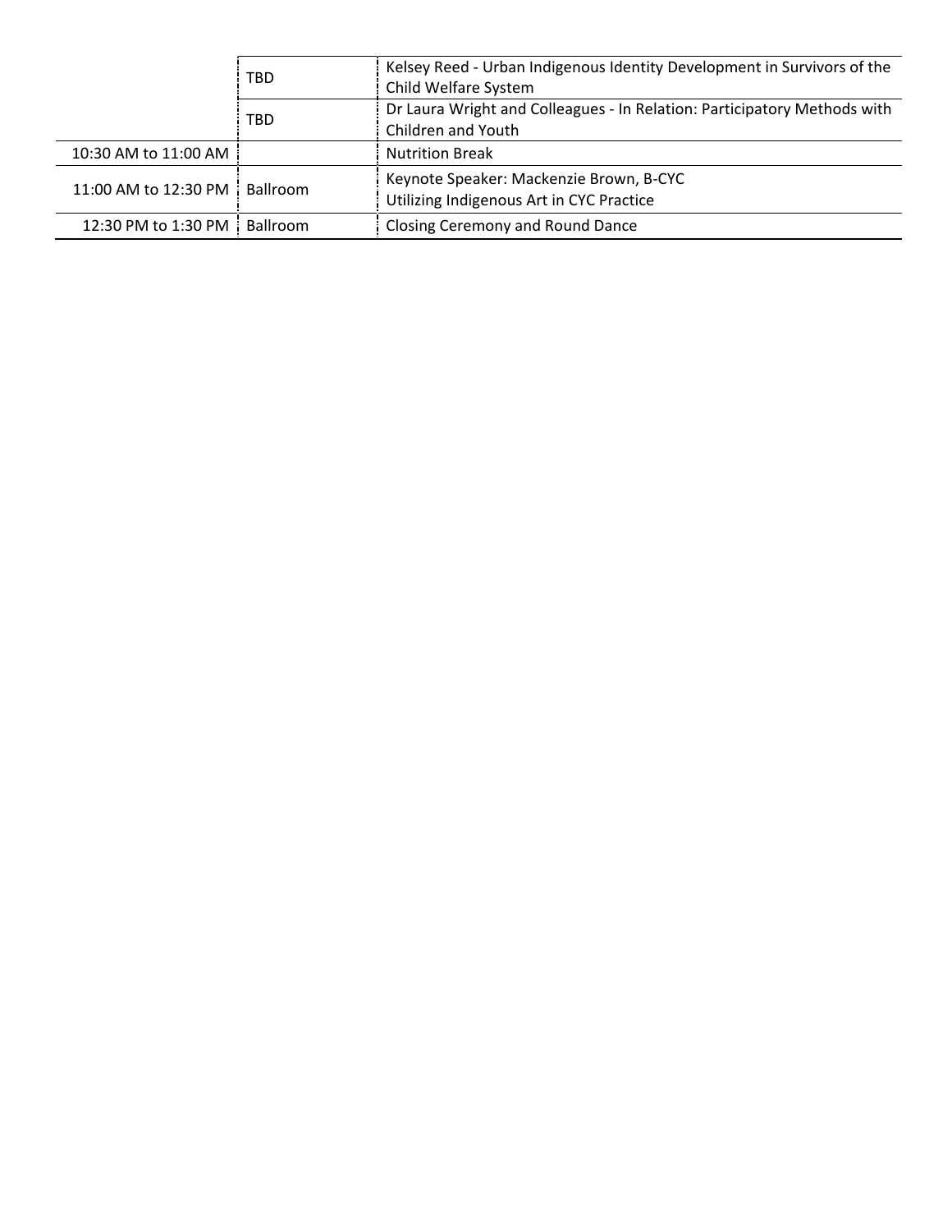| | | |
|---|---|---|
| | TBD | Kelsey Reed - Urban Indigenous Identity Development in Survivors of the Child Welfare System |
| | TBD | Dr Laura Wright and Colleagues - In Relation: Participatory Methods with Children and Youth |
| 10:30 AM to 11:00 AM | | Nutrition Break |
| 11:00 AM to 12:30 PM | Ballroom | Keynote Speaker: Mackenzie Brown, B-CYC<br>Utilizing Indigenous Art in CYC Practice |
| 12:30 PM to 1:30 PM | Ballroom | Closing Ceremony and Round Dance |